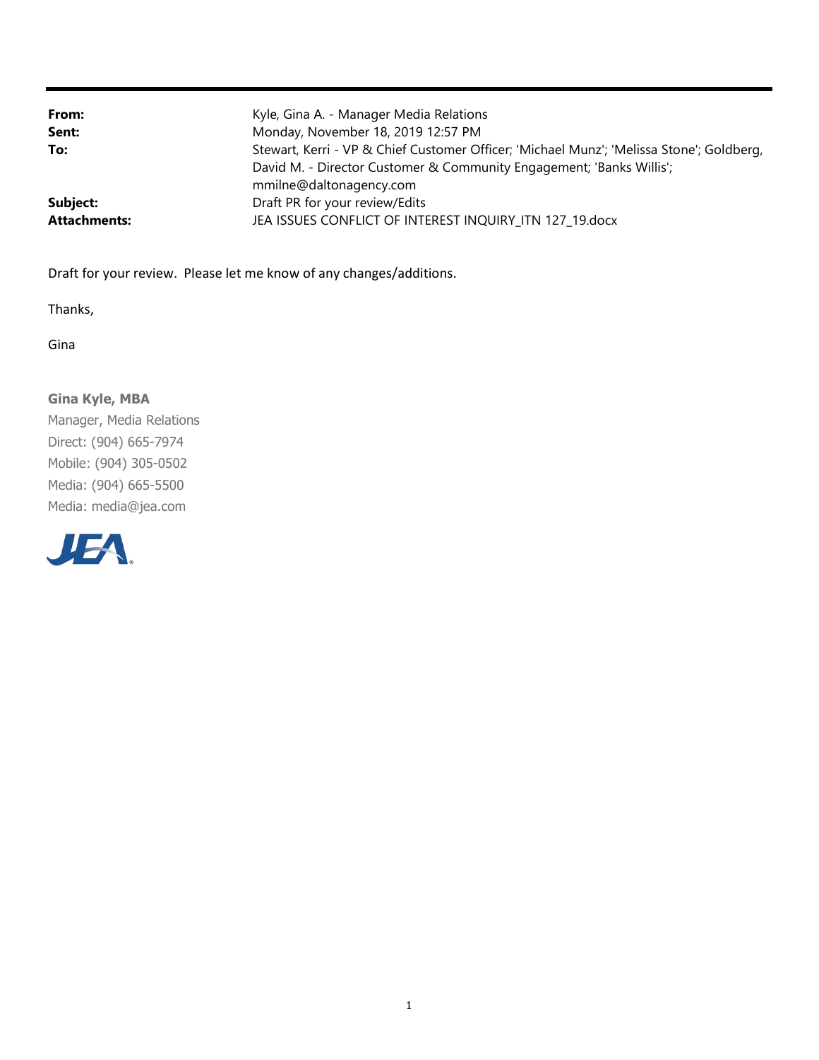| | |
|---|---|
| **From:** | Kyle, Gina A. - Manager Media Relations |
| **Sent:** | Monday, November 18, 2019 12:57 PM |
| **To:** | Stewart, Kerri - VP & Chief Customer Officer; 'Michael Munz'; 'Melissa Stone'; Goldberg, David M. - Director Customer & Community Engagement; 'Banks Willis'; mmilne@daltonagency.com |
| **Subject:** | Draft PR for your review/Edits |
| **Attachments:** | JEA ISSUES CONFLICT OF INTEREST INQUIRY_ITN 127_19.docx |

Draft for your review. Please let me know of any changes/additions.

Thanks,

Gina

**Gina Kyle, MBA**
Manager, Media Relations
Direct: (904) 665-7974
Mobile: (904) 305-0502
Media: (904) 665-5500
Media: media@jea.com

JEA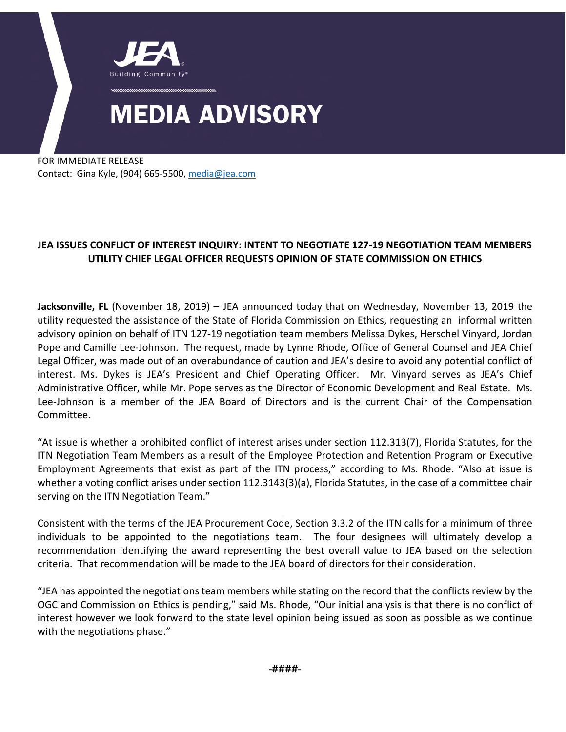JEA
Building Community®

# MEDIA ADVISORY

FOR IMMEDIATE RELEASE
Contact: Gina Kyle, (904) 665-5500, media@jea.com

**JEA ISSUES CONFLICT OF INTEREST INQUIRY: INTENT TO NEGOTIATE 127-19 NEGOTIATION TEAM MEMBERS UTILITY CHIEF LEGAL OFFICER REQUESTS OPINION OF STATE COMMISSION ON ETHICS**

**Jacksonville, FL** (November 18, 2019) – JEA announced today that on Wednesday, November 13, 2019 the utility requested the assistance of the State of Florida Commission on Ethics, requesting an informal written advisory opinion on behalf of ITN 127-19 negotiation team members Melissa Dykes, Herschel Vinyard, Jordan Pope and Camille Lee-Johnson. The request, made by Lynne Rhode, Office of General Counsel and JEA Chief Legal Officer, was made out of an overabundance of caution and JEA's desire to avoid any potential conflict of interest. Ms. Dykes is JEA's President and Chief Operating Officer. Mr. Vinyard serves as JEA's Chief Administrative Officer, while Mr. Pope serves as the Director of Economic Development and Real Estate. Ms. Lee-Johnson is a member of the JEA Board of Directors and is the current Chair of the Compensation Committee.

"At issue is whether a prohibited conflict of interest arises under section 112.313(7), Florida Statutes, for the ITN Negotiation Team Members as a result of the Employee Protection and Retention Program or Executive Employment Agreements that exist as part of the ITN process," according to Ms. Rhode. "Also at issue is whether a voting conflict arises under section 112.3143(3)(a), Florida Statutes, in the case of a committee chair serving on the ITN Negotiation Team."

Consistent with the terms of the JEA Procurement Code, Section 3.3.2 of the ITN calls for a minimum of three individuals to be appointed to the negotiations team. The four designees will ultimately develop a recommendation identifying the award representing the best overall value to JEA based on the selection criteria. That recommendation will be made to the JEA board of directors for their consideration.

"JEA has appointed the negotiations team members while stating on the record that the conflicts review by the OGC and Commission on Ethics is pending," said Ms. Rhode, "Our initial analysis is that there is no conflict of interest however we look forward to the state level opinion being issued as soon as possible as we continue with the negotiations phase."

**-####-**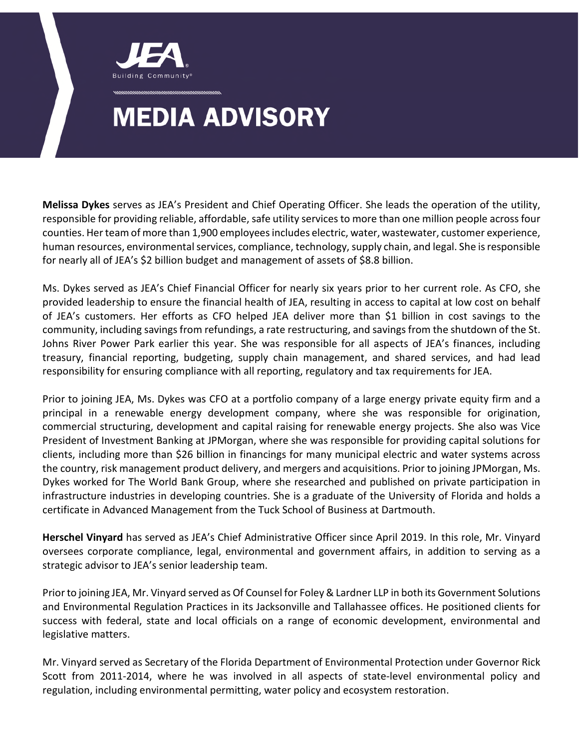# MEDIA ADVISORY

**Melissa Dykes** serves as JEA's President and Chief Operating Officer. She leads the operation of the utility, responsible for providing reliable, affordable, safe utility services to more than one million people across four counties. Her team of more than 1,900 employees includes electric, water, wastewater, customer experience, human resources, environmental services, compliance, technology, supply chain, and legal. She is responsible for nearly all of JEA's $2 billion budget and management of assets of $8.8 billion.

Ms. Dykes served as JEA's Chief Financial Officer for nearly six years prior to her current role. As CFO, she provided leadership to ensure the financial health of JEA, resulting in access to capital at low cost on behalf of JEA's customers. Her efforts as CFO helped JEA deliver more than $1 billion in cost savings to the community, including savings from refundings, a rate restructuring, and savings from the shutdown of the St. Johns River Power Park earlier this year. She was responsible for all aspects of JEA's finances, including treasury, financial reporting, budgeting, supply chain management, and shared services, and had lead responsibility for ensuring compliance with all reporting, regulatory and tax requirements for JEA.

Prior to joining JEA, Ms. Dykes was CFO at a portfolio company of a large energy private equity firm and a principal in a renewable energy development company, where she was responsible for origination, commercial structuring, development and capital raising for renewable energy projects. She also was Vice President of Investment Banking at JPMorgan, where she was responsible for providing capital solutions for clients, including more than $26 billion in financings for many municipal electric and water systems across the country, risk management product delivery, and mergers and acquisitions. Prior to joining JPMorgan, Ms. Dykes worked for The World Bank Group, where she researched and published on private participation in infrastructure industries in developing countries. She is a graduate of the University of Florida and holds a certificate in Advanced Management from the Tuck School of Business at Dartmouth.

**Herschel Vinyard** has served as JEA's Chief Administrative Officer since April 2019. In this role, Mr. Vinyard oversees corporate compliance, legal, environmental and government affairs, in addition to serving as a strategic advisor to JEA's senior leadership team.

Prior to joining JEA, Mr. Vinyard served as Of Counsel for Foley & Lardner LLP in both its Government Solutions and Environmental Regulation Practices in its Jacksonville and Tallahassee offices. He positioned clients for success with federal, state and local officials on a range of economic development, environmental and legislative matters.

Mr. Vinyard served as Secretary of the Florida Department of Environmental Protection under Governor Rick Scott from 2011-2014, where he was involved in all aspects of state-level environmental policy and regulation, including environmental permitting, water policy and ecosystem restoration.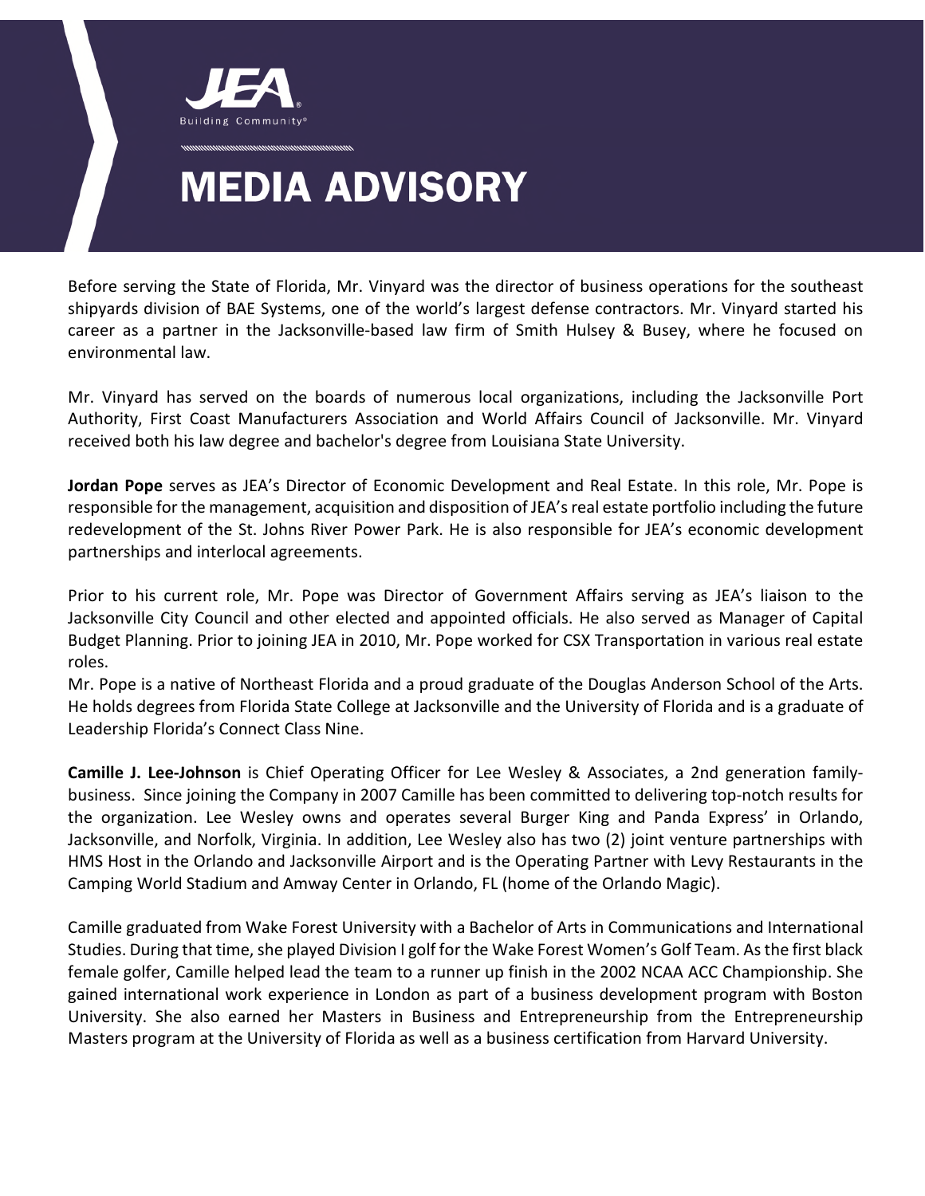# MEDIA ADVISORY

Before serving the State of Florida, Mr. Vinyard was the director of business operations for the southeast shipyards division of BAE Systems, one of the world's largest defense contractors. Mr. Vinyard started his career as a partner in the Jacksonville-based law firm of Smith Hulsey & Busey, where he focused on environmental law.

Mr. Vinyard has served on the boards of numerous local organizations, including the Jacksonville Port Authority, First Coast Manufacturers Association and World Affairs Council of Jacksonville. Mr. Vinyard received both his law degree and bachelor's degree from Louisiana State University.

**Jordan Pope** serves as JEA's Director of Economic Development and Real Estate. In this role, Mr. Pope is responsible for the management, acquisition and disposition of JEA's real estate portfolio including the future redevelopment of the St. Johns River Power Park. He is also responsible for JEA's economic development partnerships and interlocal agreements.

Prior to his current role, Mr. Pope was Director of Government Affairs serving as JEA's liaison to the Jacksonville City Council and other elected and appointed officials. He also served as Manager of Capital Budget Planning. Prior to joining JEA in 2010, Mr. Pope worked for CSX Transportation in various real estate roles.

Mr. Pope is a native of Northeast Florida and a proud graduate of the Douglas Anderson School of the Arts. He holds degrees from Florida State College at Jacksonville and the University of Florida and is a graduate of Leadership Florida's Connect Class Nine.

**Camille J. Lee-Johnson** is Chief Operating Officer for Lee Wesley & Associates, a 2nd generation family-business. Since joining the Company in 2007 Camille has been committed to delivering top-notch results for the organization. Lee Wesley owns and operates several Burger King and Panda Express' in Orlando, Jacksonville, and Norfolk, Virginia. In addition, Lee Wesley also has two (2) joint venture partnerships with HMS Host in the Orlando and Jacksonville Airport and is the Operating Partner with Levy Restaurants in the Camping World Stadium and Amway Center in Orlando, FL (home of the Orlando Magic).

Camille graduated from Wake Forest University with a Bachelor of Arts in Communications and International Studies. During that time, she played Division I golf for the Wake Forest Women's Golf Team. As the first black female golfer, Camille helped lead the team to a runner up finish in the 2002 NCAA ACC Championship. She gained international work experience in London as part of a business development program with Boston University. She also earned her Masters in Business and Entrepreneurship from the Entrepreneurship Masters program at the University of Florida as well as a business certification from Harvard University.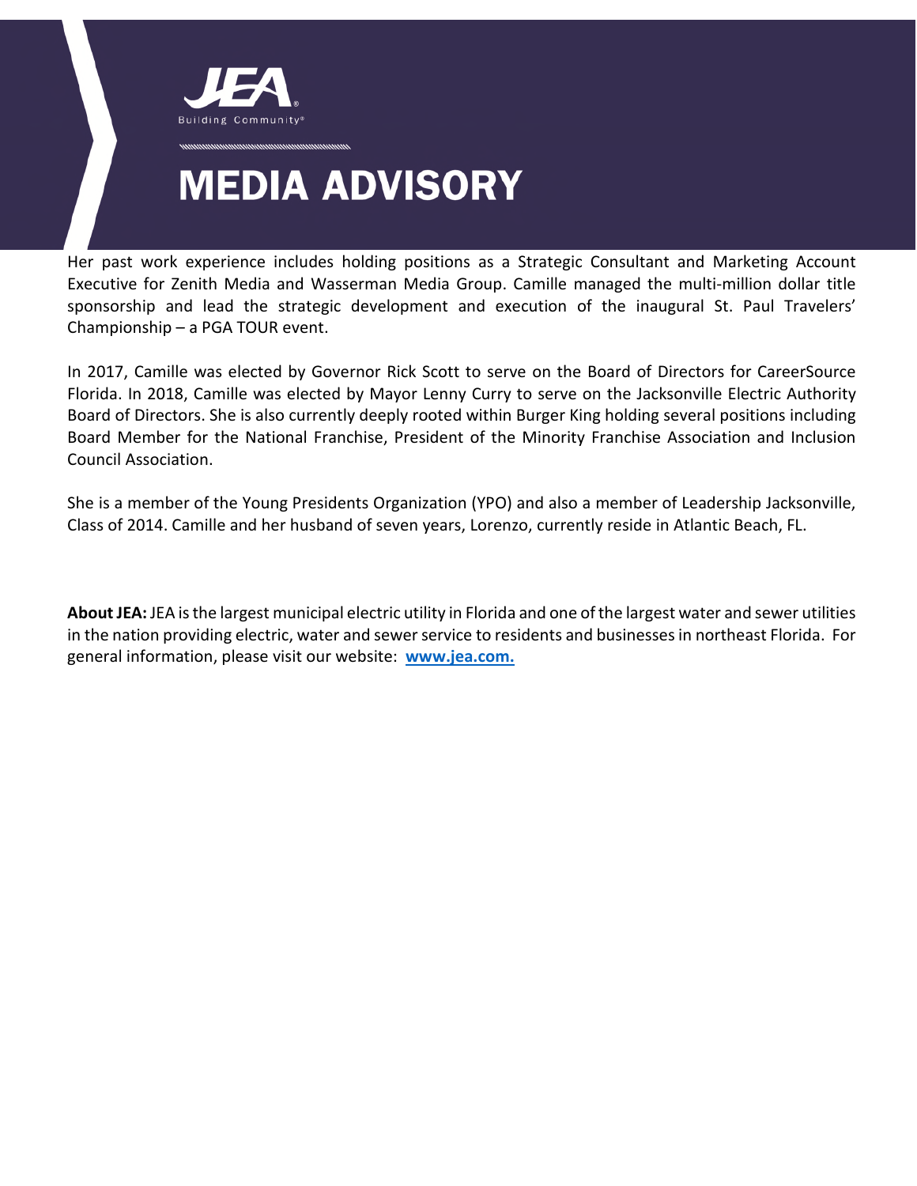Her past work experience includes holding positions as a Strategic Consultant and Marketing Account Executive for Zenith Media and Wasserman Media Group. Camille managed the multi-million dollar title sponsorship and lead the strategic development and execution of the inaugural St. Paul Travelers' Championship – a PGA TOUR event.

In 2017, Camille was elected by Governor Rick Scott to serve on the Board of Directors for CareerSource Florida. In 2018, Camille was elected by Mayor Lenny Curry to serve on the Jacksonville Electric Authority Board of Directors. She is also currently deeply rooted within Burger King holding several positions including Board Member for the National Franchise, President of the Minority Franchise Association and Inclusion Council Association.

She is a member of the Young Presidents Organization (YPO) and also a member of Leadership Jacksonville, Class of 2014. Camille and her husband of seven years, Lorenzo, currently reside in Atlantic Beach, FL.

**About JEA:** JEA is the largest municipal electric utility in Florida and one of the largest water and sewer utilities in the nation providing electric, water and sewer service to residents and businesses in northeast Florida. For general information, please visit our website: **www.jea.com.**